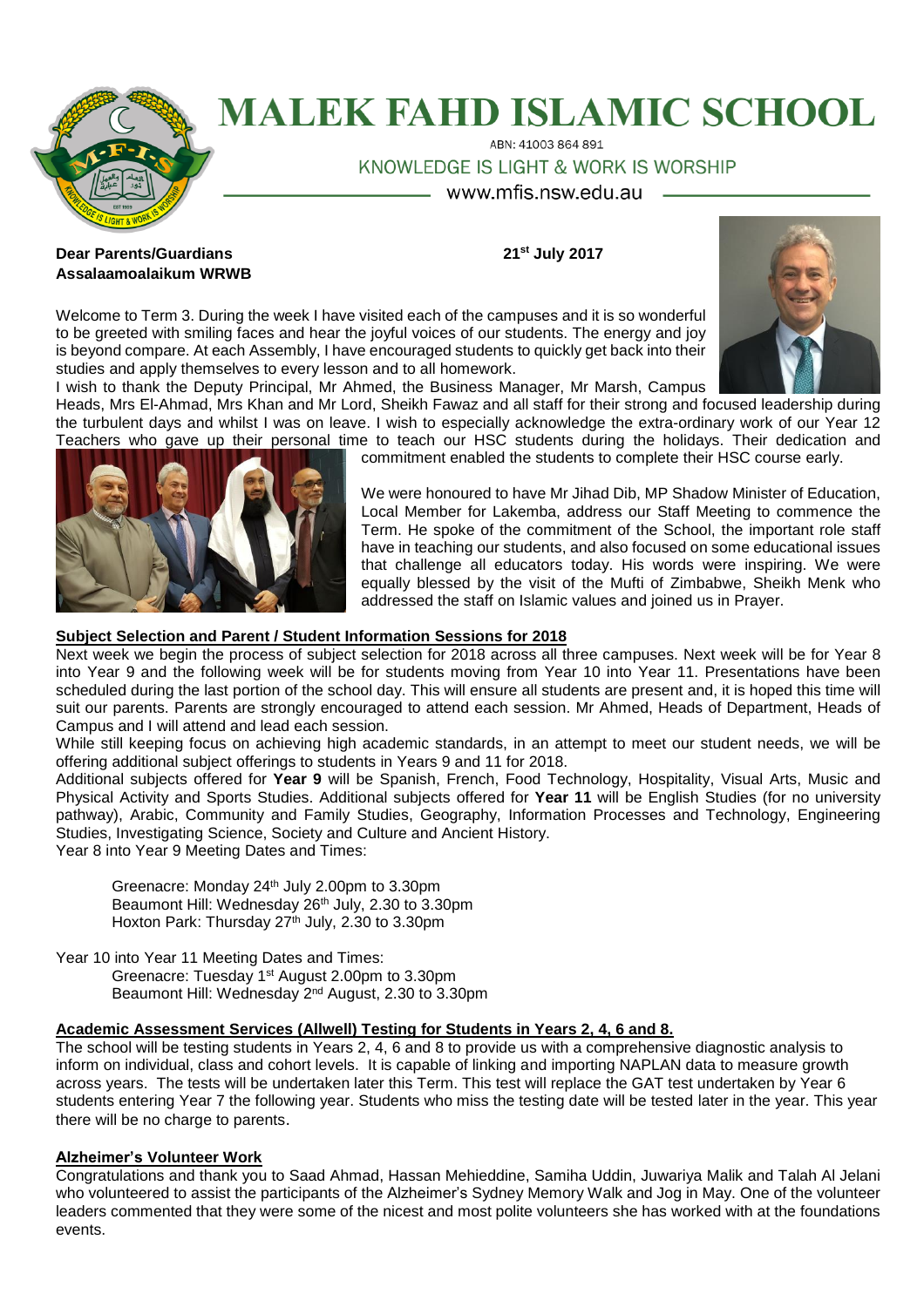# MALEK FAHD ISLAMIC SCHOOL

ABN: 41003 864 891

KNOWLEDGE IS LIGHT & WORK IS WORSHIP

www.mfis.nsw.edu.au

**Dear Parents/Guardians**
**Assalaamoalaikum WRWB**

**21st July 2017**

Welcome to Term 3. During the week I have visited each of the campuses and it is so wonderful to be greeted with smiling faces and hear the joyful voices of our students. The energy and joy is beyond compare. At each Assembly, I have encouraged students to quickly get back into their studies and apply themselves to every lesson and to all homework.

I wish to thank the Deputy Principal, Mr Ahmed, the Business Manager, Mr Marsh, Campus Heads, Mrs El-Ahmad, Mrs Khan and Mr Lord, Sheikh Fawaz and all staff for their strong and focused leadership during the turbulent days and whilst I was on leave. I wish to especially acknowledge the extra-ordinary work of our Year 12 Teachers who gave up their personal time to teach our HSC students during the holidays. Their dedication and commitment enabled the students to complete their HSC course early.

We were honoured to have Mr Jihad Dib, MP Shadow Minister of Education, Local Member for Lakemba, address our Staff Meeting to commence the Term. He spoke of the commitment of the School, the important role staff have in teaching our students, and also focused on some educational issues that challenge all educators today. His words were inspiring. We were equally blessed by the visit of the Mufti of Zimbabwe, Sheikh Menk who addressed the staff on Islamic values and joined us in Prayer.

## Subject Selection and Parent / Student Information Sessions for 2018

Next week we begin the process of subject selection for 2018 across all three campuses. Next week will be for Year 8 into Year 9 and the following week will be for students moving from Year 10 into Year 11. Presentations have been scheduled during the last portion of the school day. This will ensure all students are present and, it is hoped this time will suit our parents. Parents are strongly encouraged to attend each session. Mr Ahmed, Heads of Department, Heads of Campus and I will attend and lead each session.

While still keeping focus on achieving high academic standards, in an attempt to meet our student needs, we will be offering additional subject offerings to students in Years 9 and 11 for 2018.

Additional subjects offered for **Year 9** will be Spanish, French, Food Technology, Hospitality, Visual Arts, Music and Physical Activity and Sports Studies. Additional subjects offered for **Year 11** will be English Studies (for no university pathway), Arabic, Community and Family Studies, Geography, Information Processes and Technology, Engineering Studies, Investigating Science, Society and Culture and Ancient History.

Year 8 into Year 9 Meeting Dates and Times:

- Greenacre: Monday 24th July 2.00pm to 3.30pm
- Beaumont Hill: Wednesday 26th July, 2.30 to 3.30pm
- Hoxton Park: Thursday 27th July, 2.30 to 3.30pm

Year 10 into Year 11 Meeting Dates and Times:

- Greenacre: Tuesday 1st August 2.00pm to 3.30pm
- Beaumont Hill: Wednesday 2nd August, 2.30 to 3.30pm

## Academic Assessment Services (Allwell) Testing for Students in Years 2, 4, 6 and 8.

The school will be testing students in Years 2, 4, 6 and 8 to provide us with a comprehensive diagnostic analysis to inform on individual, class and cohort levels. It is capable of linking and importing NAPLAN data to measure growth across years. The tests will be undertaken later this Term. This test will replace the GAT test undertaken by Year 6 students entering Year 7 the following year. Students who miss the testing date will be tested later in the year. This year there will be no charge to parents.

## Alzheimer's Volunteer Work

Congratulations and thank you to Saad Ahmad, Hassan Mehieddine, Samiha Uddin, Juwariya Malik and Talah Al Jelani who volunteered to assist the participants of the Alzheimer's Sydney Memory Walk and Jog in May. One of the volunteer leaders commented that they were some of the nicest and most polite volunteers she has worked with at the foundations events.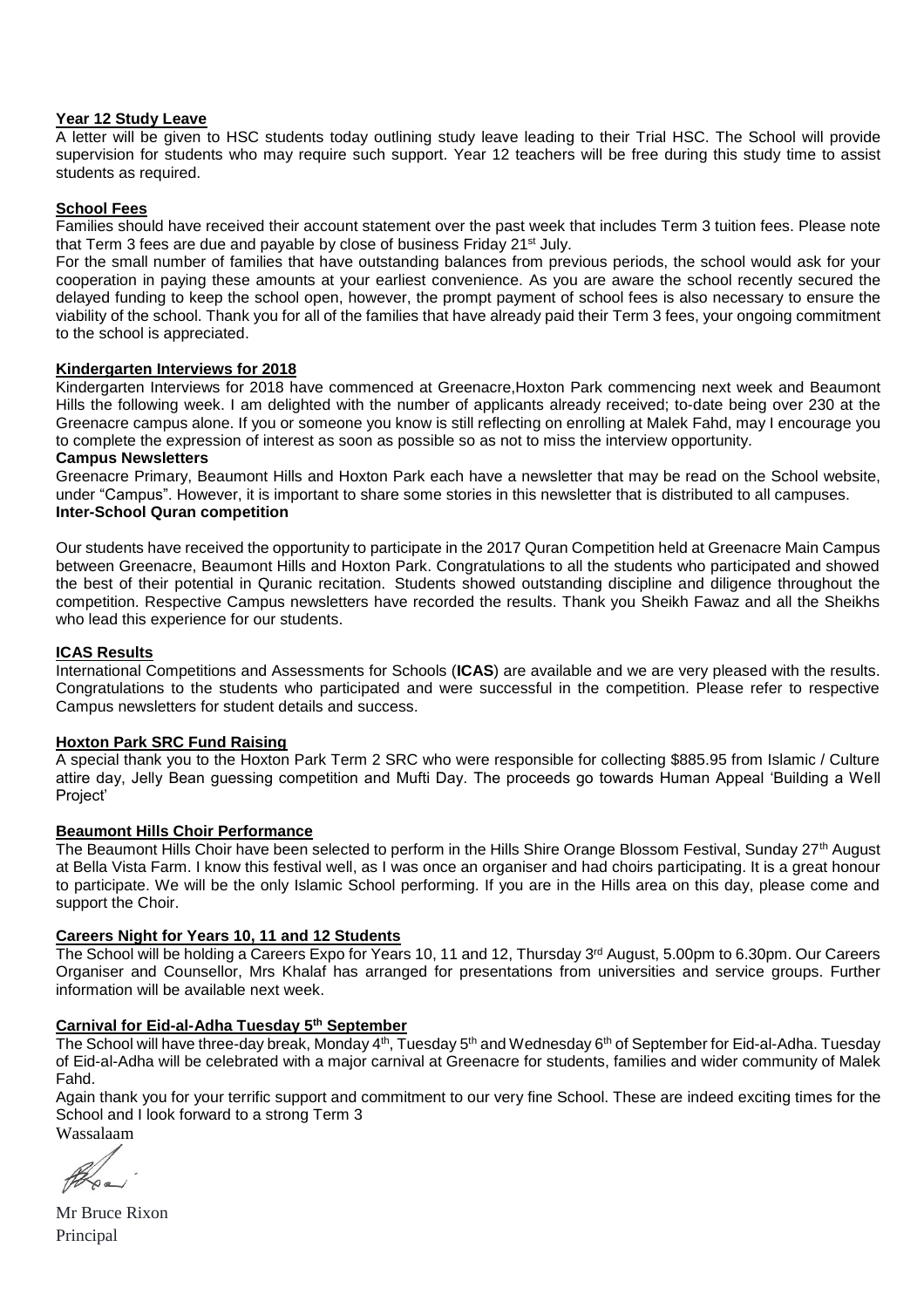**Year 12 Study Leave**

A letter will be given to HSC students today outlining study leave leading to their Trial HSC. The School will provide supervision for students who may require such support. Year 12 teachers will be free during this study time to assist students as required.

**School Fees**

Families should have received their account statement over the past week that includes Term 3 tuition fees. Please note that Term 3 fees are due and payable by close of business Friday 21st July.

For the small number of families that have outstanding balances from previous periods, the school would ask for your cooperation in paying these amounts at your earliest convenience. As you are aware the school recently secured the delayed funding to keep the school open, however, the prompt payment of school fees is also necessary to ensure the viability of the school. Thank you for all of the families that have already paid their Term 3 fees, your ongoing commitment to the school is appreciated.

**Kindergarten Interviews for 2018**

Kindergarten Interviews for 2018 have commenced at Greenacre,Hoxton Park commencing next week and Beaumont Hills the following week. I am delighted with the number of applicants already received; to-date being over 230 at the Greenacre campus alone. If you or someone you know is still reflecting on enrolling at Malek Fahd, may I encourage you to complete the expression of interest as soon as possible so as not to miss the interview opportunity.

**Campus Newsletters**

Greenacre Primary, Beaumont Hills and Hoxton Park each have a newsletter that may be read on the School website, under "Campus". However, it is important to share some stories in this newsletter that is distributed to all campuses.

**Inter-School Quran competition**

Our students have received the opportunity to participate in the 2017 Quran Competition held at Greenacre Main Campus between Greenacre, Beaumont Hills and Hoxton Park. Congratulations to all the students who participated and showed the best of their potential in Quranic recitation. Students showed outstanding discipline and diligence throughout the competition. Respective Campus newsletters have recorded the results. Thank you Sheikh Fawaz and all the Sheikhs who lead this experience for our students.

**ICAS Results**

International Competitions and Assessments for Schools (**ICAS**) are available and we are very pleased with the results. Congratulations to the students who participated and were successful in the competition. Please refer to respective Campus newsletters for student details and success.

**Hoxton Park SRC Fund Raising**

A special thank you to the Hoxton Park Term 2 SRC who were responsible for collecting $885.95 from Islamic / Culture attire day, Jelly Bean guessing competition and Mufti Day. The proceeds go towards Human Appeal 'Building a Well Project'

**Beaumont Hills Choir Performance**

The Beaumont Hills Choir have been selected to perform in the Hills Shire Orange Blossom Festival, Sunday 27th August at Bella Vista Farm. I know this festival well, as I was once an organiser and had choirs participating. It is a great honour to participate. We will be the only Islamic School performing. If you are in the Hills area on this day, please come and support the Choir.

**Careers Night for Years 10, 11 and 12 Students**

The School will be holding a Careers Expo for Years 10, 11 and 12, Thursday 3rd August, 5.00pm to 6.30pm. Our Careers Organiser and Counsellor, Mrs Khalaf has arranged for presentations from universities and service groups. Further information will be available next week.

**Carnival for Eid-al-Adha Tuesday 5th September**

The School will have three-day break, Monday 4th, Tuesday 5th and Wednesday 6th of September for Eid-al-Adha. Tuesday of Eid-al-Adha will be celebrated with a major carnival at Greenacre for students, families and wider community of Malek Fahd.

Again thank you for your terrific support and commitment to our very fine School. These are indeed exciting times for the School and I look forward to a strong Term 3

Wassalaam

Mr Bruce Rixon
Principal